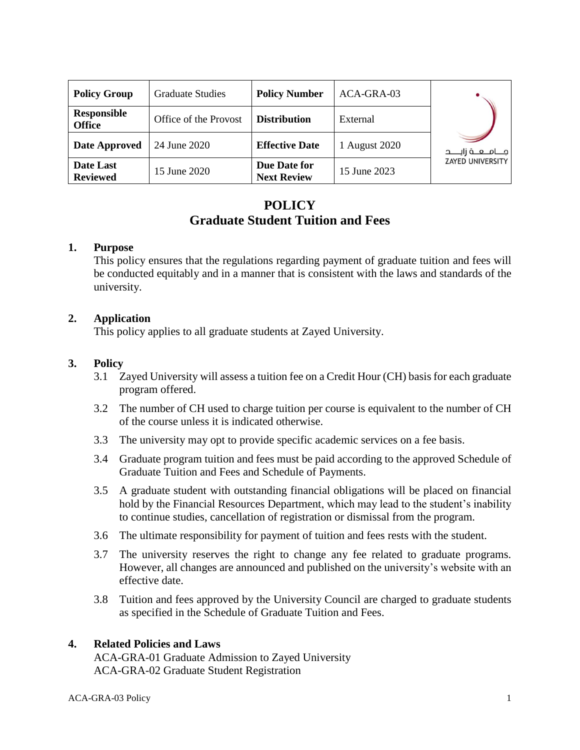| Policy Group | Graduate Studies | Policy Number | ACA-GRA-03 | جـامـعـة زايـد ZAYED UNIVERSITY |
|---|---|---|---|---|
| Responsible Office | Office of the Provost | Distribution | External | |
| Date Approved | 24 June 2020 | Effective Date | 1 August 2020 | |
| Date Last Reviewed | 15 June 2020 | Due Date for Next Review | 15 June 2023 | |

# POLICY
# Graduate Student Tuition and Fees

## 1. Purpose

This policy ensures that the regulations regarding payment of graduate tuition and fees will be conducted equitably and in a manner that is consistent with the laws and standards of the university.

## 2. Application

This policy applies to all graduate students at Zayed University.

## 3. Policy

3.1 Zayed University will assess a tuition fee on a Credit Hour (CH) basis for each graduate program offered.

3.2 The number of CH used to charge tuition per course is equivalent to the number of CH of the course unless it is indicated otherwise.

3.3 The university may opt to provide specific academic services on a fee basis.

3.4 Graduate program tuition and fees must be paid according to the approved Schedule of Graduate Tuition and Fees and Schedule of Payments.

3.5 A graduate student with outstanding financial obligations will be placed on financial hold by the Financial Resources Department, which may lead to the student's inability to continue studies, cancellation of registration or dismissal from the program.

3.6 The ultimate responsibility for payment of tuition and fees rests with the student.

3.7 The university reserves the right to change any fee related to graduate programs. However, all changes are announced and published on the university's website with an effective date.

3.8 Tuition and fees approved by the University Council are charged to graduate students as specified in the Schedule of Graduate Tuition and Fees.

## 4. Related Policies and Laws

ACA-GRA-01 Graduate Admission to Zayed University
ACA-GRA-02 Graduate Student Registration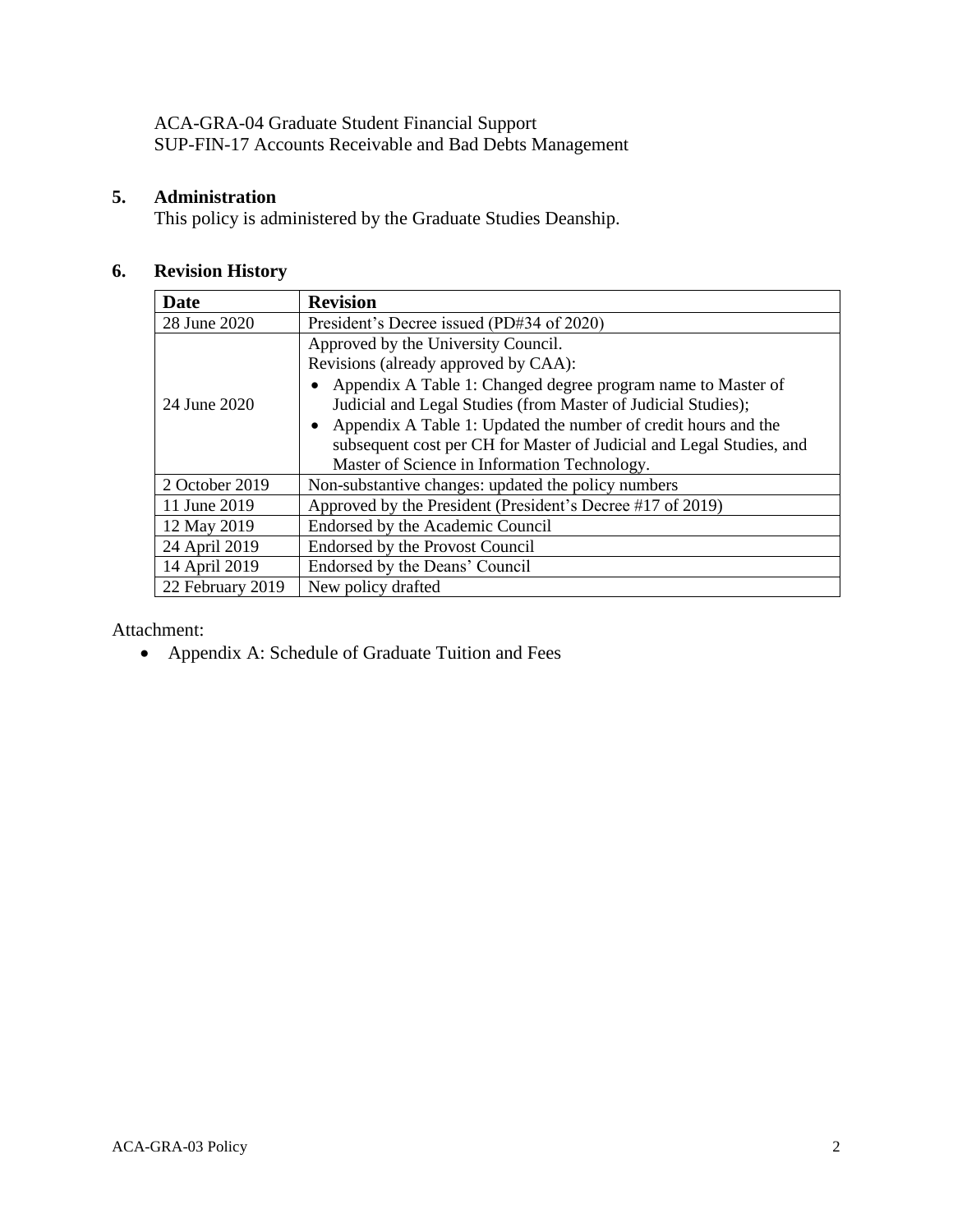ACA-GRA-04 Graduate Student Financial Support
SUP-FIN-17 Accounts Receivable and Bad Debts Management

## 5. Administration

This policy is administered by the Graduate Studies Deanship.

## 6. Revision History

| Date | Revision |
|---|---|
| 28 June 2020 | President's Decree issued (PD#34 of 2020) |
| 24 June 2020 | Approved by the University Council.<br>Revisions (already approved by CAA):<br>• Appendix A Table 1: Changed degree program name to Master of Judicial and Legal Studies (from Master of Judicial Studies);<br>• Appendix A Table 1: Updated the number of credit hours and the subsequent cost per CH for Master of Judicial and Legal Studies, and Master of Science in Information Technology. |
| 2 October 2019 | Non-substantive changes: updated the policy numbers |
| 11 June 2019 | Approved by the President (President's Decree #17 of 2019) |
| 12 May 2019 | Endorsed by the Academic Council |
| 24 April 2019 | Endorsed by the Provost Council |
| 14 April 2019 | Endorsed by the Deans' Council |
| 22 February 2019 | New policy drafted |

Attachment:

- Appendix A: Schedule of Graduate Tuition and Fees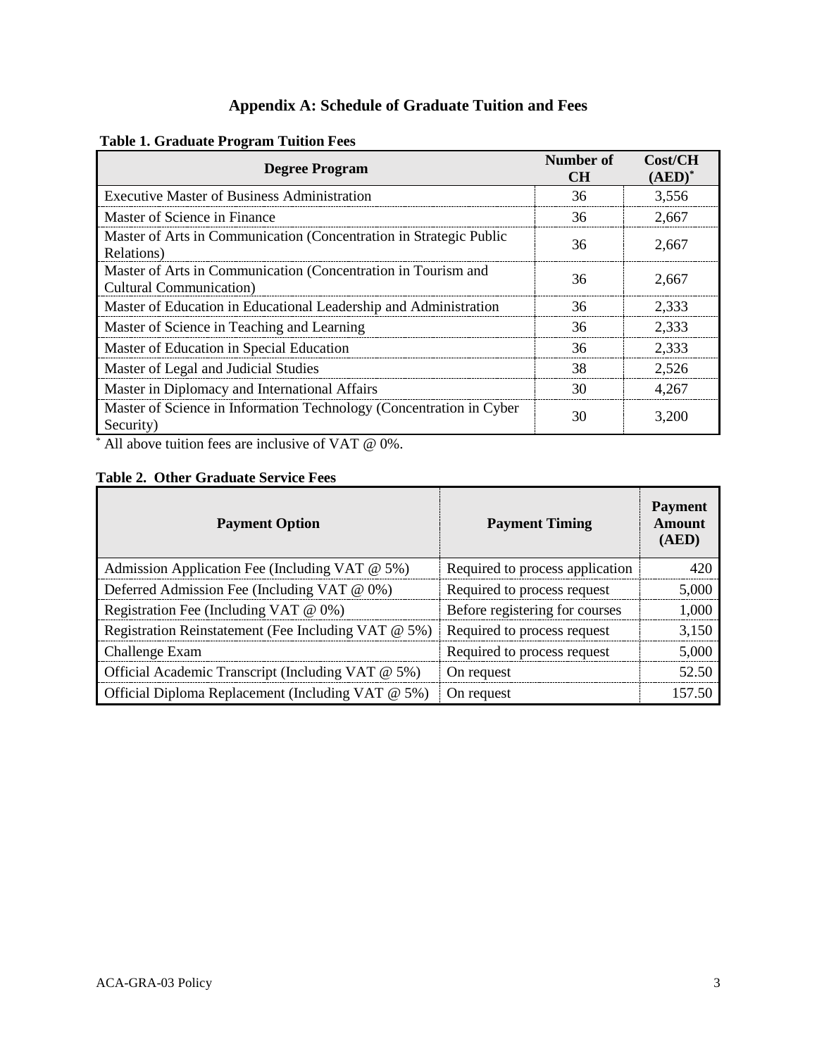# Appendix A: Schedule of Graduate Tuition and Fees

**Table 1. Graduate Program Tuition Fees**

| Degree Program | Number of CH | Cost/CH (AED)* |
|---|---|---|
| Executive Master of Business Administration | 36 | 3,556 |
| Master of Science in Finance | 36 | 2,667 |
| Master of Arts in Communication (Concentration in Strategic Public Relations) | 36 | 2,667 |
| Master of Arts in Communication (Concentration in Tourism and Cultural Communication) | 36 | 2,667 |
| Master of Education in Educational Leadership and Administration | 36 | 2,333 |
| Master of Science in Teaching and Learning | 36 | 2,333 |
| Master of Education in Special Education | 36 | 2,333 |
| Master of Legal and Judicial Studies | 38 | 2,526 |
| Master in Diplomacy and International Affairs | 30 | 4,267 |
| Master of Science in Information Technology (Concentration in Cyber Security) | 30 | 3,200 |

* All above tuition fees are inclusive of VAT @ 0%.

**Table 2. Other Graduate Service Fees**

| Payment Option | Payment Timing | Payment Amount (AED) |
|---|---|---|
| Admission Application Fee (Including VAT @ 5%) | Required to process application | 420 |
| Deferred Admission Fee (Including VAT @ 0%) | Required to process request | 5,000 |
| Registration Fee (Including VAT @ 0%) | Before registering for courses | 1,000 |
| Registration Reinstatement (Fee Including VAT @ 5%) | Required to process request | 3,150 |
| Challenge Exam | Required to process request | 5,000 |
| Official Academic Transcript (Including VAT @ 5%) | On request | 52.50 |
| Official Diploma Replacement (Including VAT @ 5%) | On request | 157.50 |